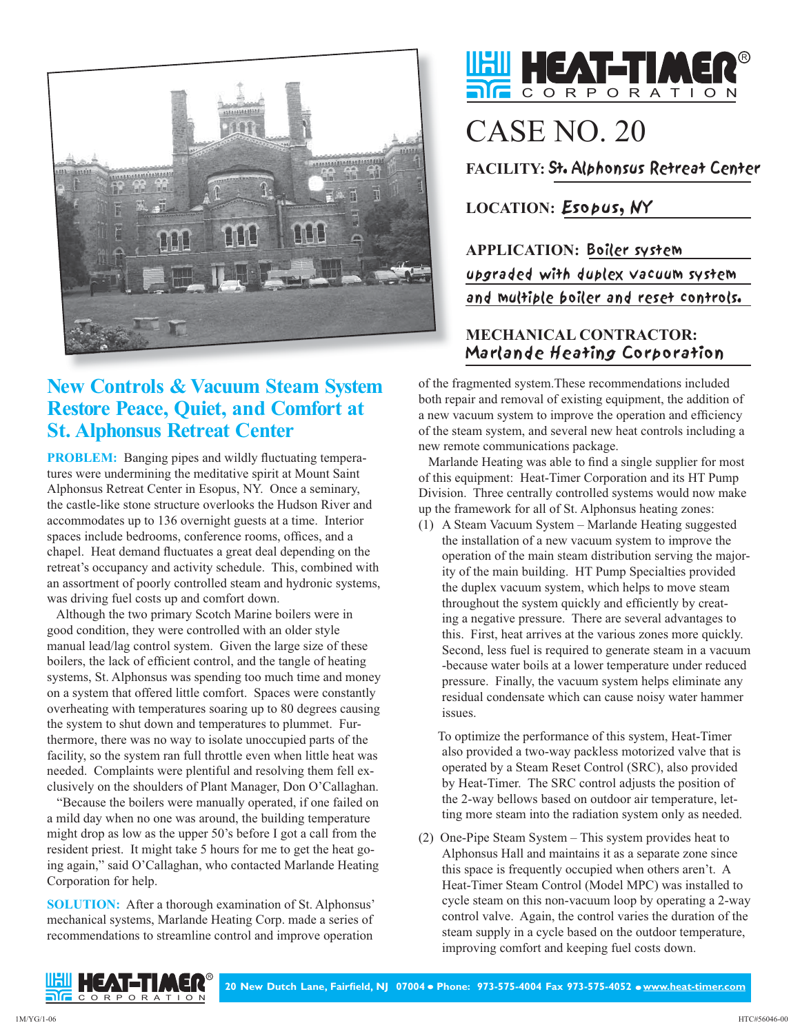# HEAT-TIMER CORPORATION

# CASE NO. 20

**FACILITY:** St. Alphonsus Retreat Center

**LOCATION:** Esopus, NY

**APPLICATION:** Boiler system upgraded with duplex vacuum system and multiple boiler and reset controls.

**MECHANICAL CONTRACTOR:** Marlande Heating Corporation

## New Controls & Vacuum Steam System Restore Peace, Quiet, and Comfort at St. Alphonsus Retreat Center

**PROBLEM:** Banging pipes and wildly fluctuating temperatures were undermining the meditative spirit at Mount Saint Alphonsus Retreat Center in Esopus, NY. Once a seminary, the castle-like stone structure overlooks the Hudson River and accommodates up to 136 overnight guests at a time. Interior spaces include bedrooms, conference rooms, offices, and a chapel. Heat demand fluctuates a great deal depending on the retreat's occupancy and activity schedule. This, combined with an assortment of poorly controlled steam and hydronic systems, was driving fuel costs up and comfort down.

Although the two primary Scotch Marine boilers were in good condition, they were controlled with an older style manual lead/lag control system. Given the large size of these boilers, the lack of efficient control, and the tangle of heating systems, St. Alphonsus was spending too much time and money on a system that offered little comfort. Spaces were constantly overheating with temperatures soaring up to 80 degrees causing the system to shut down and temperatures to plummet. Furthermore, there was no way to isolate unoccupied parts of the facility, so the system ran full throttle even when little heat was needed. Complaints were plentiful and resolving them fell exclusively on the shoulders of Plant Manager, Don O'Callaghan.

"Because the boilers were manually operated, if one failed on a mild day when no one was around, the building temperature might drop as low as the upper 50's before I got a call from the resident priest. It might take 5 hours for me to get the heat going again," said O'Callaghan, who contacted Marlande Heating Corporation for help.

**SOLUTION:** After a thorough examination of St. Alphonsus' mechanical systems, Marlande Heating Corp. made a series of recommendations to streamline control and improve operation of the fragmented system. These recommendations included both repair and removal of existing equipment, the addition of a new vacuum system to improve the operation and efficiency of the steam system, and several new heat controls including a new remote communications package.

Marlande Heating was able to find a single supplier for most of this equipment: Heat-Timer Corporation and its HT Pump Division. Three centrally controlled systems would now make up the framework for all of St. Alphonsus heating zones:

(1) A Steam Vacuum System – Marlande Heating suggested the installation of a new vacuum system to improve the operation of the main steam distribution serving the majority of the main building. HT Pump Specialties provided the duplex vacuum system, which helps to move steam throughout the system quickly and efficiently by creating a negative pressure. There are several advantages to this. First, heat arrives at the various zones more quickly. Second, less fuel is required to generate steam in a vacuum -because water boils at a lower temperature under reduced pressure. Finally, the vacuum system helps eliminate any residual condensate which can cause noisy water hammer issues.

   To optimize the performance of this system, Heat-Timer also provided a two-way packless motorized valve that is operated by a Steam Reset Control (SRC), also provided by Heat-Timer. The SRC control adjusts the position of the 2-way bellows based on outdoor air temperature, letting more steam into the radiation system only as needed.

(2) One-Pipe Steam System – This system provides heat to Alphonsus Hall and maintains it as a separate zone since this space is frequently occupied when others aren't. A Heat-Timer Steam Control (Model MPC) was installed to cycle steam on this non-vacuum loop by operating a 2-way control valve. Again, the control varies the duration of the steam supply in a cycle based on the outdoor temperature, improving comfort and keeping fuel costs down.

HEAT-TIMER CORPORATION — 20 New Dutch Lane, Fairfield, NJ 07004 • Phone: 973-575-4004 Fax 973-575-4052 • www.heat-timer.com

1M/YG/1-06 HTC#56046-00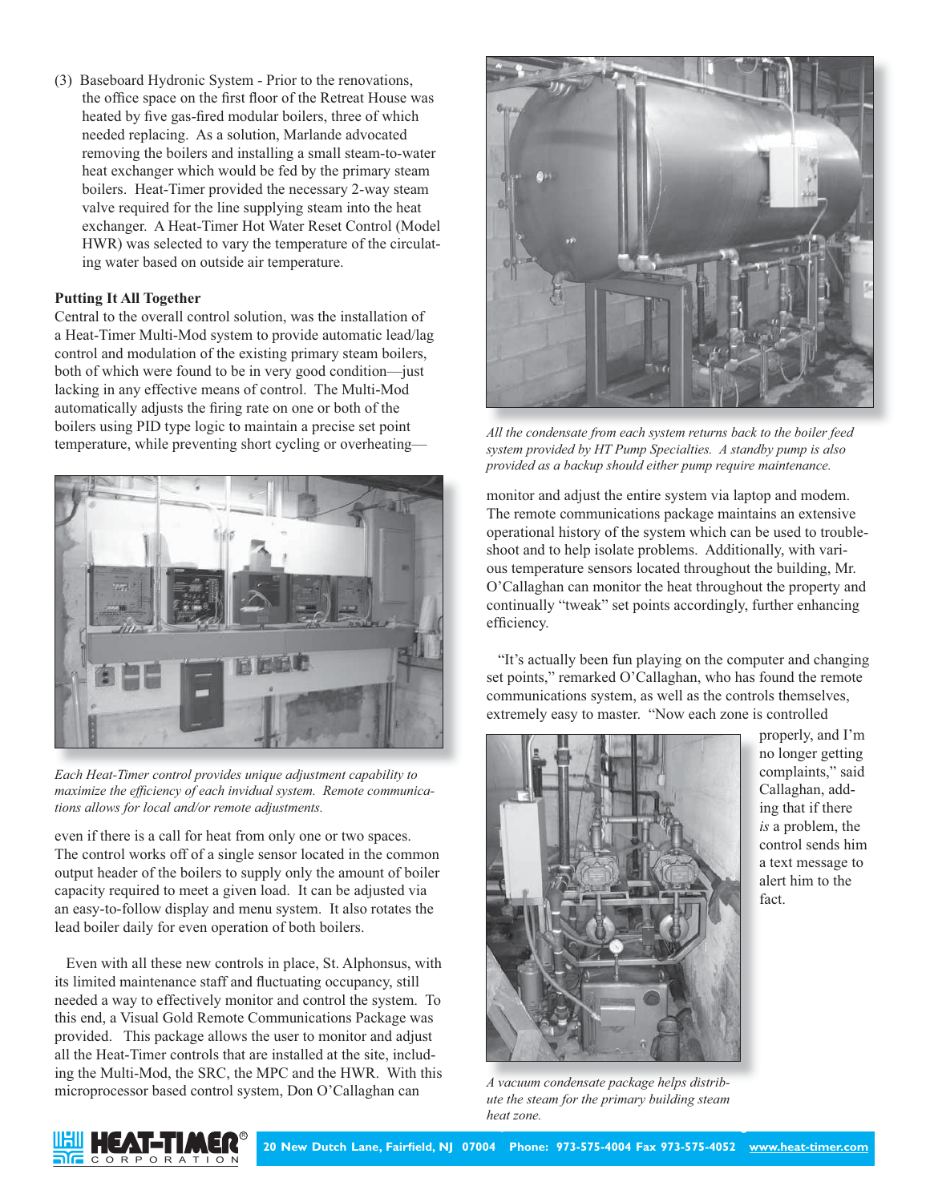(3) Baseboard Hydronic System - Prior to the renovations, the office space on the first floor of the Retreat House was heated by five gas-fired modular boilers, three of which needed replacing. As a solution, Marlande advocated removing the boilers and installing a small steam-to-water heat exchanger which would be fed by the primary steam boilers. Heat-Timer provided the necessary 2-way steam valve required for the line supplying steam into the heat exchanger. A Heat-Timer Hot Water Reset Control (Model HWR) was selected to vary the temperature of the circulating water based on outside air temperature.

**Putting It All Together**

Central to the overall control solution, was the installation of a Heat-Timer Multi-Mod system to provide automatic lead/lag control and modulation of the existing primary steam boilers, both of which were found to be in very good condition—just lacking in any effective means of control. The Multi-Mod automatically adjusts the firing rate on one or both of the boilers using PID type logic to maintain a precise set point temperature, while preventing short cycling or overheating—even if there is a call for heat from only one or two spaces. The control works off of a single sensor located in the common output header of the boilers to supply only the amount of boiler capacity required to meet a given load. It can be adjusted via an easy-to-follow display and menu system. It also rotates the lead boiler daily for even operation of both boilers.

*Each Heat-Timer control provides unique adjustment capability to maximize the efficiency of each invidual system. Remote communications allows for local and/or remote adjustments.*

Even with all these new controls in place, St. Alphonsus, with its limited maintenance staff and fluctuating occupancy, still needed a way to effectively monitor and control the system. To this end, a Visual Gold Remote Communications Package was provided. This package allows the user to monitor and adjust all the Heat-Timer controls that are installed at the site, including the Multi-Mod, the SRC, the MPC and the HWR. With this microprocessor based control system, Don O'Callaghan can monitor and adjust the entire system via laptop and modem. The remote communications package maintains an extensive operational history of the system which can be used to troubleshoot and to help isolate problems. Additionally, with various temperature sensors located throughout the building, Mr. O'Callaghan can monitor the heat throughout the property and continually "tweak" set points accordingly, further enhancing efficiency.

*All the condensate from each system returns back to the boiler feed system provided by HT Pump Specialties. A standby pump is also provided as a backup should either pump require maintenance.*

"It's actually been fun playing on the computer and changing set points," remarked O'Callaghan, who has found the remote communications system, as well as the controls themselves, extremely easy to master. "Now each zone is controlled properly, and I'm no longer getting complaints," said Callaghan, adding that if there *is* a problem, the control sends him a text message to alert him to the fact.

*A vacuum condensate package helps distribute the steam for the primary building steam heat zone.*

HEAT-TIMER CORPORATION 20 New Dutch Lane, Fairfield, NJ 07004 Phone: 973-575-4004 Fax 973-575-4052 www.heat-timer.com